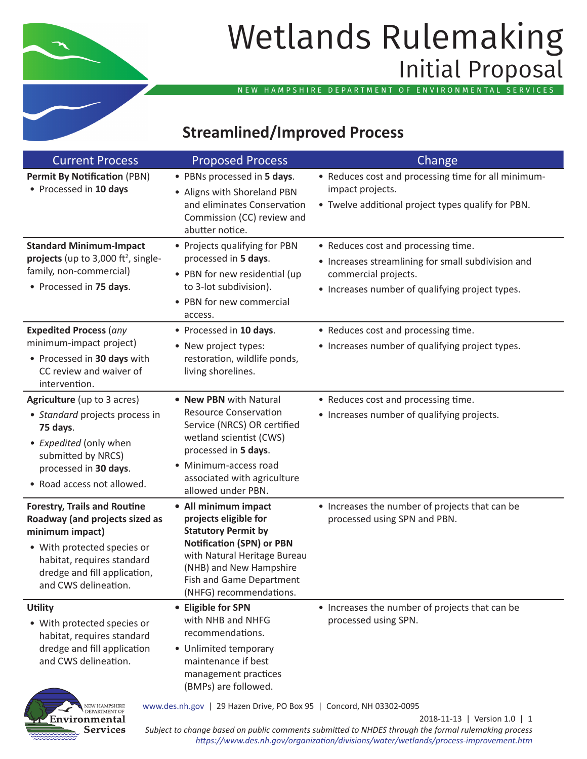# Wetlands Rulemaking
## Initial Proposal

NEW HAMPSHIRE DEPARTMENT OF ENVIRONMENTAL SERVICES

## Streamlined/Improved Process

| Current Process | Proposed Process | Change |
|---|---|---|
| **Permit By Notification** (PBN)<br>• Processed in **10 days** | • PBNs processed in **5 days**.<br>• Aligns with Shoreland PBN and eliminates Conservation Commission (CC) review and abutter notice. | • Reduces cost and processing time for all minimum-impact projects.<br>• Twelve additional project types qualify for PBN. |
| **Standard Minimum-Impact projects** (up to 3,000 ft$^2$, single-family, non-commercial)<br>• Processed in **75 days**. | • Projects qualifying for PBN processed in **5 days**.<br>• PBN for new residential (up to 3-lot subdivision).<br>• PBN for new commercial access. | • Reduces cost and processing time.<br>• Increases streamlining for small subdivision and commercial projects.<br>• Increases number of qualifying project types. |
| **Expedited Process** (*any* minimum-impact project)<br>• Processed in **30 days** with CC review and waiver of intervention. | • Processed in **10 days**.<br>• New project types: restoration, wildlife ponds, living shorelines. | • Reduces cost and processing time.<br>• Increases number of qualifying project types. |
| **Agriculture** (up to 3 acres)<br>• *Standard* projects process in **75 days**.<br>• *Expedited* (only when submitted by NRCS) processed in **30 days**.<br>• Road access not allowed. | • **New PBN** with Natural Resource Conservation Service (NRCS) OR certified wetland scientist (CWS) processed in **5 days**.<br>• Minimum-access road associated with agriculture allowed under PBN. | • Reduces cost and processing time.<br>• Increases number of qualifying projects. |
| **Forestry, Trails and Routine Roadway (and projects sized as minimum impact)**<br>• With protected species or habitat, requires standard dredge and fill application, and CWS delineation. | • **All minimum impact projects eligible for Statutory Permit by Notification (SPN) or PBN** with Natural Heritage Bureau (NHB) and New Hampshire Fish and Game Department (NHFG) recommendations. | • Increases the number of projects that can be processed using SPN and PBN. |
| **Utility**<br>• With protected species or habitat, requires standard dredge and fill application and CWS delineation. | • **Eligible for SPN** with NHB and NHFG recommendations.<br>• Unlimited temporary maintenance if best management practices (BMPs) are followed. | • Increases the number of projects that can be processed using SPN. |

www.des.nh.gov | 29 Hazen Drive, PO Box 95 | Concord, NH 03302-0095

2018-11-13 | Version 1.0

*Subject to change based on public comments submitted to NHDES through the formal rulemaking process*
*https://www.des.nh.gov/organization/divisions/water/wetlands/process-improvement.htm*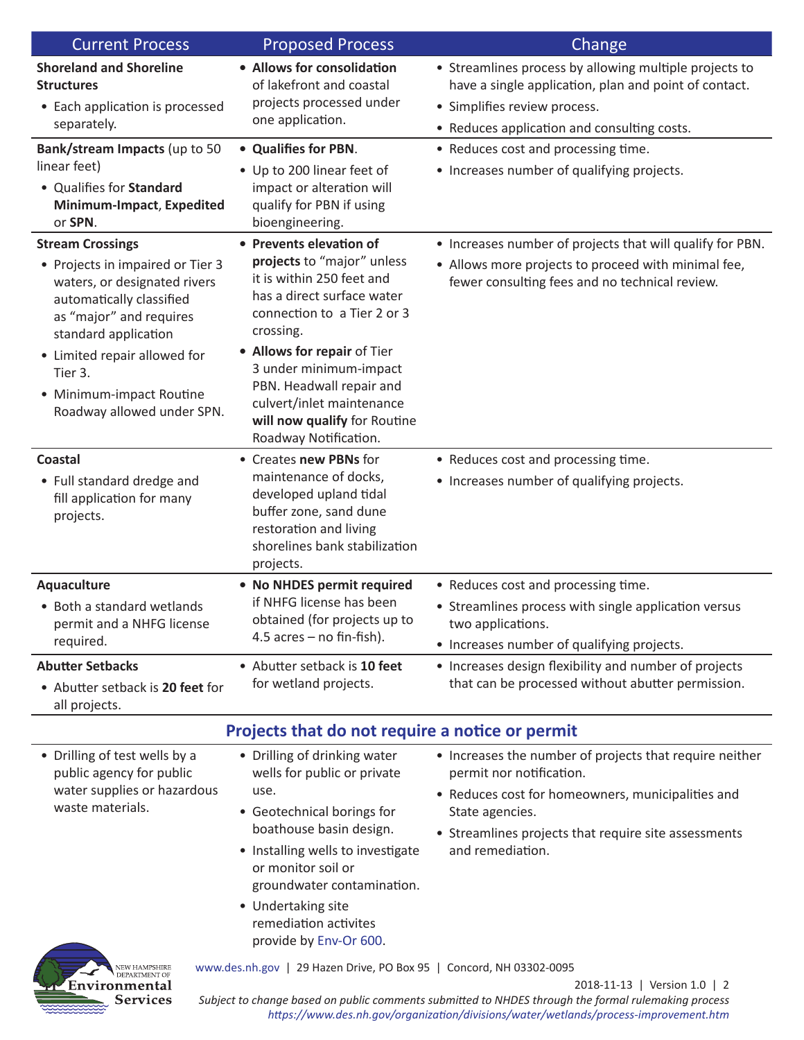| Current Process | Proposed Process | Change |
|---|---|---|
| **Shoreland and Shoreline Structures**<br>• Each application is processed separately. | • **Allows for consolidation** of lakefront and coastal projects processed under one application. | • Streamlines process by allowing multiple projects to have a single application, plan and point of contact.<br>• Simplifies review process.<br>• Reduces application and consulting costs. |
| **Bank/stream Impacts** (up to 50 linear feet)<br>• Qualifies for **Standard Minimum-Impact**, **Expedited** or **SPN**. | • **Qualifies for PBN**.<br>• Up to 200 linear feet of impact or alteration will qualify for PBN if using bioengineering. | • Reduces cost and processing time.<br>• Increases number of qualifying projects. |
| **Stream Crossings**<br>• Projects in impaired or Tier 3 waters, or designated rivers automatically classified as "major" and requires standard application<br>• Limited repair allowed for Tier 3.<br>• Minimum-impact Routine Roadway allowed under SPN. | • **Prevents elevation of projects** to "major" unless it is within 250 feet and has a direct surface water connection to a Tier 2 or 3 crossing.<br>• **Allows for repair** of Tier 3 under minimum-impact PBN. Headwall repair and culvert/inlet maintenance **will now qualify** for Routine Roadway Notification. | • Increases number of projects that will qualify for PBN.<br>• Allows more projects to proceed with minimal fee, fewer consulting fees and no technical review. |
| **Coastal**<br>• Full standard dredge and fill application for many projects. | • Creates **new PBNs** for maintenance of docks, developed upland tidal buffer zone, sand dune restoration and living shorelines bank stabilization projects. | • Reduces cost and processing time.<br>• Increases number of qualifying projects. |
| **Aquaculture**<br>• Both a standard wetlands permit and a NHFG license required. | • **No NHDES permit required** if NHFG license has been obtained (for projects up to 4.5 acres – no fin-fish). | • Reduces cost and processing time.<br>• Streamlines process with single application versus two applications.<br>• Increases number of qualifying projects. |
| **Abutter Setbacks**<br>• Abutter setback is **20 feet** for all projects. | • Abutter setback is **10 feet** for wetland projects. | • Increases design flexibility and number of projects that can be processed without abutter permission. |

## Projects that do not require a notice or permit

| Current Process | Proposed Process | Change |
|---|---|---|
| • Drilling of test wells by a public agency for public water supplies or hazardous waste materials. | • Drilling of drinking water wells for public or private use.<br>• Geotechnical borings for boathouse basin design.<br>• Installing wells to investigate or monitor soil or groundwater contamination.<br>• Undertaking site remediation activites provide by Env-Or 600. | • Increases the number of projects that require neither permit nor notification.<br>• Reduces cost for homeowners, municipalities and State agencies.<br>• Streamlines projects that require site assessments and remediation. |

www.des.nh.gov | 29 Hazen Drive, PO Box 95 | Concord, NH 03302-0095

2018-11-13 | Version 1.0

*Subject to change based on public comments submitted to NHDES through the formal rulemaking process*
*https://www.des.nh.gov/organization/divisions/water/wetlands/process-improvement.htm*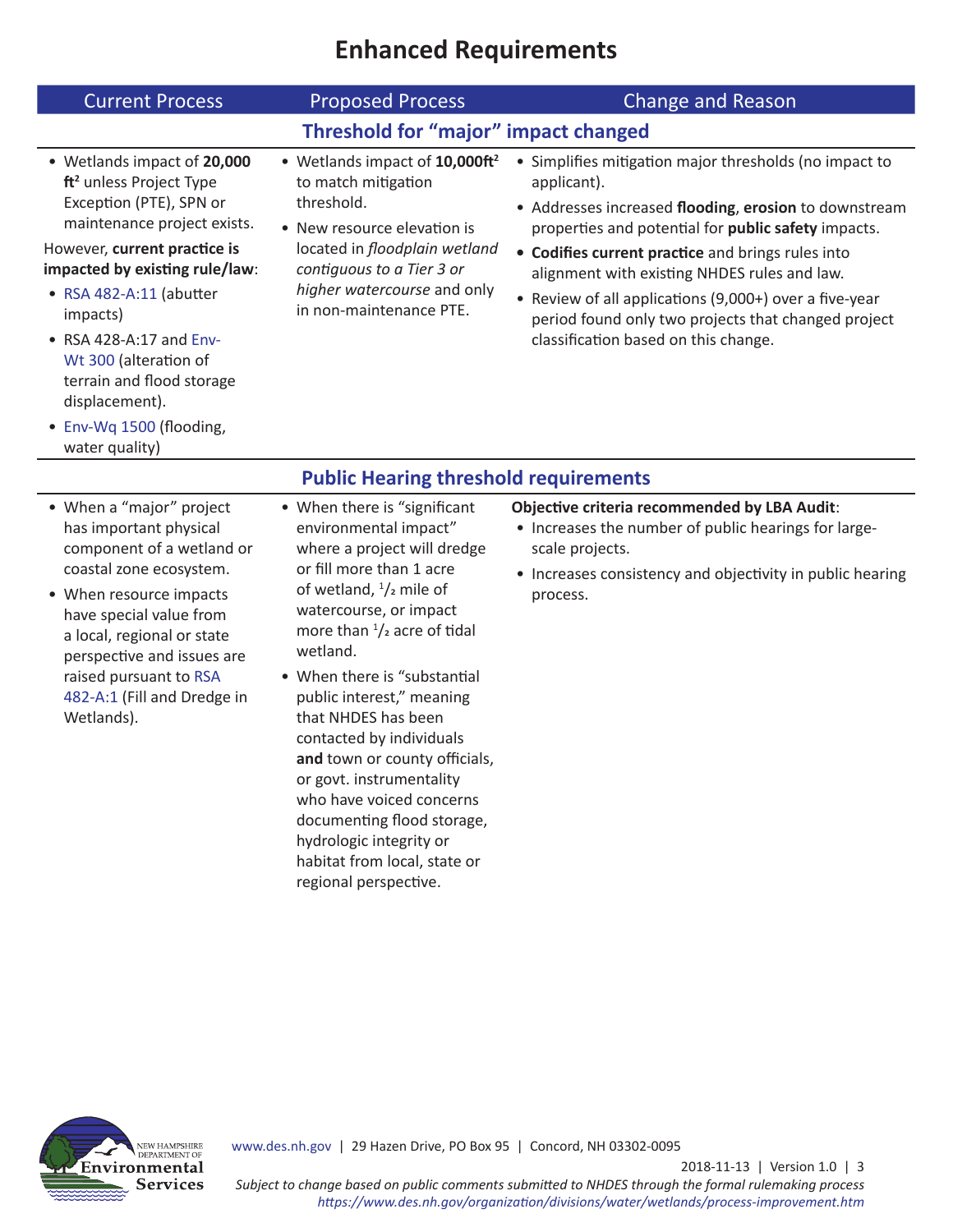# Enhanced Requirements

| Current Process | Proposed Process | Change and Reason |
|---|---|---|
| **Threshold for "major" impact changed** | | |
| • Wetlands impact of **20,000 ft²** unless Project Type Exception (PTE), SPN or maintenance project exists.<br><br>However, **current practice is impacted by existing rule/law**:<br>• RSA 482-A:11 (abutter impacts)<br>• RSA 428-A:17 and Env-Wt 300 (alteration of terrain and flood storage displacement).<br>• Env-Wq 1500 (flooding, water quality) | • Wetlands impact of **10,000ft²** to match mitigation threshold.<br>• New resource elevation is located in *floodplain wetland contiguous to a Tier 3 or higher watercourse* and only in non-maintenance PTE. | • Simplifies mitigation major thresholds (no impact to applicant).<br>• Addresses increased **flooding**, **erosion** to downstream properties and potential for **public safety** impacts.<br>• **Codifies current practice** and brings rules into alignment with existing NHDES rules and law.<br>• Review of all applications (9,000+) over a five-year period found only two projects that changed project classification based on this change. |
| **Public Hearing threshold requirements** | | |
| • When a "major" project has important physical component of a wetland or coastal zone ecosystem.<br>• When resource impacts have special value from a local, regional or state perspective and issues are raised pursuant to RSA 482-A:1 (Fill and Dredge in Wetlands). | • When there is "significant environmental impact" where a project will dredge or fill more than 1 acre of wetland, 1/2 mile of watercourse, or impact more than 1/2 acre of tidal wetland.<br>• When there is "substantial public interest," meaning that NHDES has been contacted by individuals **and** town or county officials, or govt. instrumentality who have voiced concerns documenting flood storage, hydrologic integrity or habitat from local, state or regional perspective. | **Objective criteria recommended by LBA Audit**:<br>• Increases the number of public hearings for large-scale projects.<br>• Increases consistency and objectivity in public hearing process. |

www.des.nh.gov | 29 Hazen Drive, PO Box 95 | Concord, NH 03302-0095

2018-11-13 | Version 1.0

*Subject to change based on public comments submitted to NHDES through the formal rulemaking process*
*https://www.des.nh.gov/organization/divisions/water/wetlands/process-improvement.htm*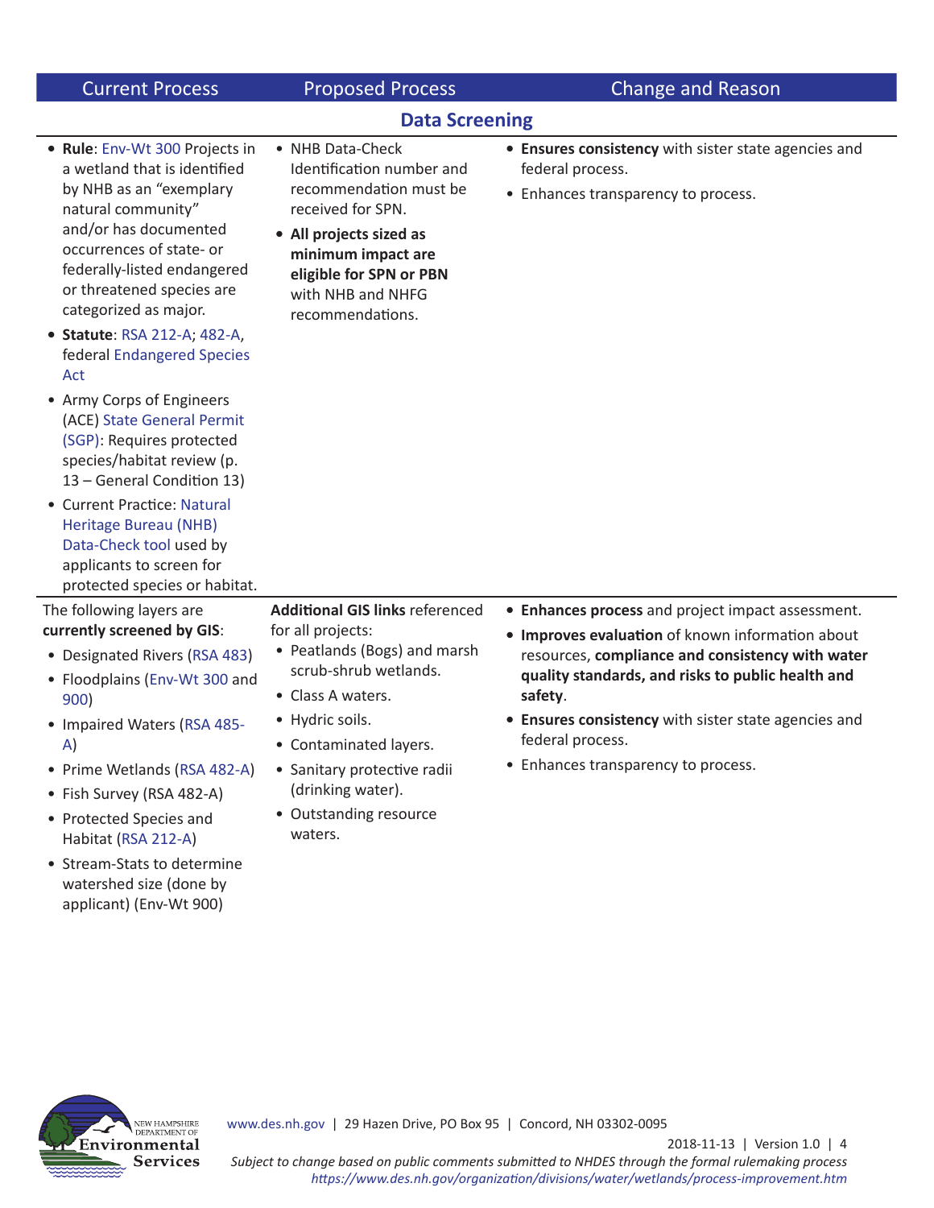| Current Process | Proposed Process | Change and Reason |
|---|---|---|
| **Data Screening** | | |
| • **Rule**: Env-Wt 300 Projects in a wetland that is identified by NHB as an "exemplary natural community" and/or has documented occurrences of state- or federally-listed endangered or threatened species are categorized as major.<br>• **Statute**: RSA 212-A; 482-A, federal Endangered Species Act<br>• Army Corps of Engineers (ACE) State General Permit (SGP): Requires protected species/habitat review (p. 13 – General Condition 13)<br>• Current Practice: Natural Heritage Bureau (NHB) Data-Check tool used by applicants to screen for protected species or habitat. | • NHB Data-Check Identification number and recommendation must be received for SPN.<br>• **All projects sized as minimum impact are eligible for SPN or PBN** with NHB and NHFG recommendations. | • **Ensures consistency** with sister state agencies and federal process.<br>• Enhances transparency to process. |
| The following layers are **currently screened by GIS**:<br>• Designated Rivers (RSA 483)<br>• Floodplains (Env-Wt 300 and 900)<br>• Impaired Waters (RSA 485-A)<br>• Prime Wetlands (RSA 482-A)<br>• Fish Survey (RSA 482-A)<br>• Protected Species and Habitat (RSA 212-A)<br>• Stream-Stats to determine watershed size (done by applicant) (Env-Wt 900) | **Additional GIS links** referenced for all projects:<br>• Peatlands (Bogs) and marsh scrub-shrub wetlands.<br>• Class A waters.<br>• Hydric soils.<br>• Contaminated layers.<br>• Sanitary protective radii (drinking water).<br>• Outstanding resource waters. | • **Enhances process** and project impact assessment.<br>• **Improves evaluation** of known information about resources, **compliance and consistency with water quality standards, and risks to public health and safety**.<br>• **Ensures consistency** with sister state agencies and federal process.<br>• Enhances transparency to process. |

www.des.nh.gov | 29 Hazen Drive, PO Box 95 | Concord, NH 03302-0095

2018-11-13 | Version 1.0

*Subject to change based on public comments submitted to NHDES through the formal rulemaking process https://www.des.nh.gov/organization/divisions/water/wetlands/process-improvement.htm*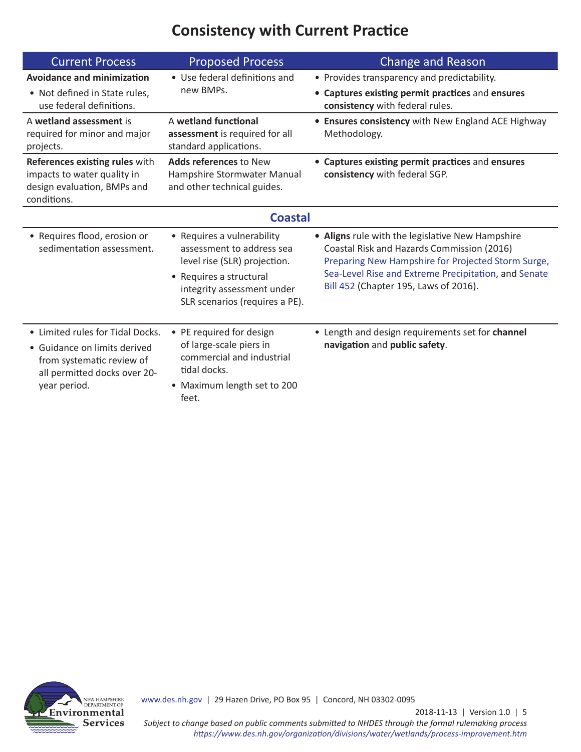# Consistency with Current Practice

| Current Process | Proposed Process | Change and Reason |
|---|---|---|
| **Avoidance and minimization**<br>• Not defined in State rules, use federal definitions. | • Use federal definitions and new BMPs. | • Provides transparency and predictability.<br>• **Captures existing permit practices** and **ensures consistency** with federal rules. |
| A **wetland assessment** is required for minor and major projects. | A **wetland functional assessment** is required for all standard applications. | • **Ensures consistency** with New England ACE Highway Methodology. |
| **References existing rules** with impacts to water quality in design evaluation, BMPs and conditions. | **Adds references** to New Hampshire Stormwater Manual and other technical guides. | • **Captures existing permit practices** and **ensures consistency** with federal SGP. |
| | **Coastal** | |
| • Requires flood, erosion or sedimentation assessment. | • Requires a vulnerability assessment to address sea level rise (SLR) projection.<br>• Requires a structural integrity assessment under SLR scenarios (requires a PE). | • **Aligns** rule with the legislative New Hampshire Coastal Risk and Hazards Commission (2016) Preparing New Hampshire for Projected Storm Surge, Sea-Level Rise and Extreme Precipitation, and Senate Bill 452 (Chapter 195, Laws of 2016). |
| • Limited rules for Tidal Docks.<br>• Guidance on limits derived from systematic review of all permitted docks over 20-year period. | • PE required for design of large-scale piers in commercial and industrial tidal docks.<br>• Maximum length set to 200 feet. | • Length and design requirements set for **channel navigation** and **public safety**. |

www.des.nh.gov | 29 Hazen Drive, PO Box 95 | Concord, NH 03302-0095

2018-11-13 | Version 1.0

*Subject to change based on public comments submitted to NHDES through the formal rulemaking process*
*https://www.des.nh.gov/organization/divisions/water/wetlands/process-improvement.htm*